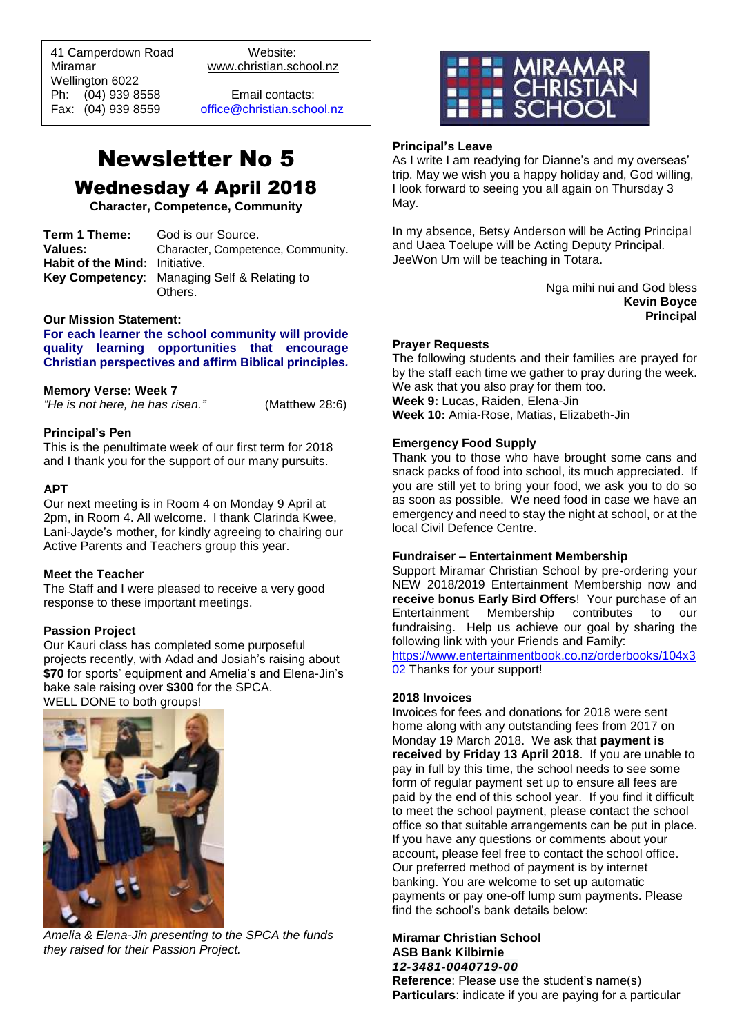| 41 Camperdown Road<br>Miramar<br>Wellington 6022<br>Ph: (04) 939 8558<br>Fax: (04) 939 8559 | Website:<br>www.christian.school.nz<br><br>Email contacts:<br>office@christian.school.nz |
| --- | --- |

# Newsletter No 5

## Wednesday 4 April 2018

**Character, Competence, Community**

| | |
| --- | --- |
| **Term 1 Theme:** | God is our Source. |
| **Values:** | Character, Competence, Community. |
| **Habit of the Mind:** | Initiative. |
| **Key Competency**: | Managing Self & Relating to Others. |

**Our Mission Statement:**

**For each learner the school community will provide quality learning opportunities that encourage Christian perspectives and affirm Biblical principles.**

**Memory Verse: Week 7**

*"He is not here, he has risen."* (Matthew 28:6)

**Principal's Pen**

This is the penultimate week of our first term for 2018 and I thank you for the support of our many pursuits.

**APT**

Our next meeting is in Room 4 on Monday 9 April at 2pm, in Room 4. All welcome. I thank Clarinda Kwee, Lani-Jayde's mother, for kindly agreeing to chairing our Active Parents and Teachers group this year.

**Meet the Teacher**

The Staff and I were pleased to receive a very good response to these important meetings.

**Passion Project**

Our Kauri class has completed some purposeful projects recently, with Adad and Josiah's raising about **$70** for sports' equipment and Amelia's and Elena-Jin's bake sale raising over **$300** for the SPCA.
WELL DONE to both groups!

*Amelia & Elena-Jin presenting to the SPCA the funds they raised for their Passion Project.*

**Principal's Leave**

As I write I am readying for Dianne's and my overseas' trip. May we wish you a happy holiday and, God willing, I look forward to seeing you all again on Thursday 3 May.

In my absence, Betsy Anderson will be Acting Principal and Uaea Toelupe will be Acting Deputy Principal. JeeWon Um will be teaching in Totara.

Nga mihi nui and God bless
**Kevin Boyce**
**Principal**

**Prayer Requests**

The following students and their families are prayed for by the staff each time we gather to pray during the week. We ask that you also pray for them too.
**Week 9:** Lucas, Raiden, Elena-Jin
**Week 10:** Amia-Rose, Matias, Elizabeth-Jin

**Emergency Food Supply**

Thank you to those who have brought some cans and snack packs of food into school, its much appreciated. If you are still yet to bring your food, we ask you to do so as soon as possible. We need food in case we have an emergency and need to stay the night at school, or at the local Civil Defence Centre.

**Fundraiser – Entertainment Membership**

Support Miramar Christian School by pre-ordering your NEW 2018/2019 Entertainment Membership now and **receive bonus Early Bird Offers**! Your purchase of an Entertainment Membership contributes to our fundraising. Help us achieve our goal by sharing the following link with your Friends and Family:
https://www.entertainmentbook.co.nz/orderbooks/104x302 Thanks for your support!

**2018 Invoices**

Invoices for fees and donations for 2018 were sent home along with any outstanding fees from 2017 on Monday 19 March 2018. We ask that **payment is received by Friday 13 April 2018**. If you are unable to pay in full by this time, the school needs to see some form of regular payment set up to ensure all fees are paid by the end of this school year. If you find it difficult to meet the school payment, please contact the school office so that suitable arrangements can be put in place. If you have any questions or comments about your account, please feel free to contact the school office. Our preferred method of payment is by internet banking. You are welcome to set up automatic payments or pay one-off lump sum payments. Please find the school's bank details below:

**Miramar Christian School**
**ASB Bank Kilbirnie**
***12-3481-0040719-00***
**Reference**: Please use the student's name(s)
**Particulars**: indicate if you are paying for a particular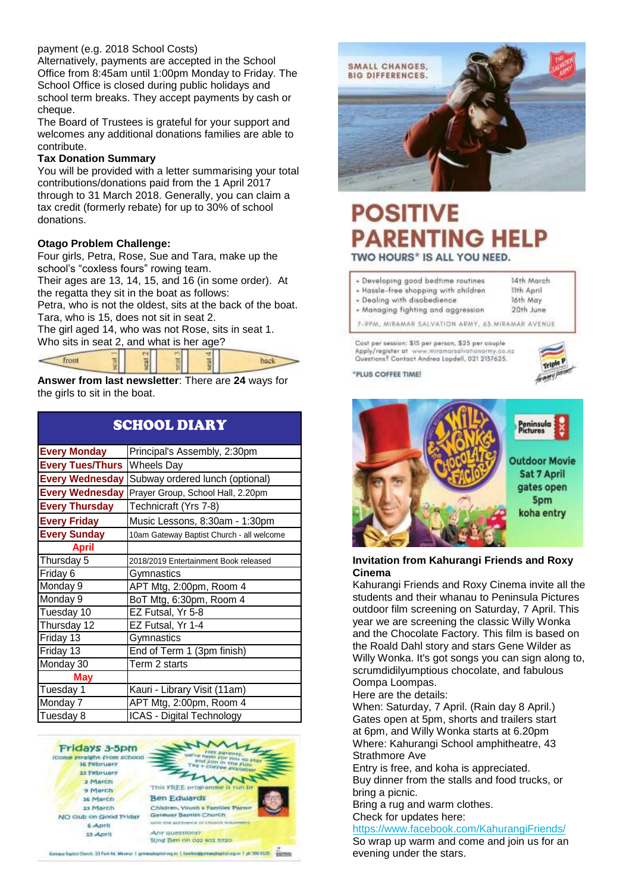payment (e.g. 2018 School Costs)
Alternatively, payments are accepted in the School Office from 8:45am until 1:00pm Monday to Friday. The School Office is closed during public holidays and school term breaks. They accept payments by cash or cheque.
The Board of Trustees is grateful for your support and welcomes any additional donations families are able to contribute.

**Tax Donation Summary**

You will be provided with a letter summarising your total contributions/donations paid from the 1 April 2017 through to 31 March 2018. Generally, you can claim a tax credit (formerly rebate) for up to 30% of school donations.

**Otago Problem Challenge:**

Four girls, Petra, Rose, Sue and Tara, make up the school's "coxless fours" rowing team.
Their ages are 13, 14, 15, and 16 (in some order). At the regatta they sit in the boat as follows:
Petra, who is not the oldest, sits at the back of the boat.
Tara, who is 15, does not sit in seat 2.
The girl aged 14, who was not Rose, sits in seat 1.
Who sits in seat 2, and what is her age?

front | seat 1 | seat 2 | seat 3 | seat 4 | back

**Answer from last newsletter**: There are **24** ways for the girls to sit in the boat.

## SCHOOL DIARY

| | |
|---|---|
| **Every Monday** | Principal's Assembly, 2:30pm |
| **Every Tues/Thurs** | Wheels Day |
| **Every Wednesday** | Subway ordered lunch (optional) |
| **Every Wednesday** | Prayer Group, School Hall, 2.20pm |
| **Every Thursday** | Technicraft (Yrs 7-8) |
| **Every Friday** | Music Lessons, 8:30am - 1:30pm |
| **Every Sunday** | 10am Gateway Baptist Church - all welcome |
| **April** | |
| Thursday 5 | 2018/2019 Entertainment Book released |
| Friday 6 | Gymnastics |
| Monday 9 | APT Mtg, 2:00pm, Room 4 |
| Monday 9 | BoT Mtg, 6:30pm, Room 4 |
| Tuesday 10 | EZ Futsal, Yr 5-8 |
| Thursday 12 | EZ Futsal, Yr 1-4 |
| Friday 13 | Gymnastics |
| Friday 13 | End of Term 1 (3pm finish) |
| Monday 30 | Term 2 starts |
| **May** | |
| Tuesday 1 | Kauri - Library Visit (11am) |
| Monday 7 | APT Mtg, 2:00pm, Room 4 |
| Tuesday 8 | ICAS - Digital Technology |

**Fridays 3-5pm** (come straight from school)
16 February
23 February
2 March
9 March
16 March
23 March
NO club on Good Friday
6 April
13 April

Hey parents, we're keen for you to stay and join in the fun! Tea + coffee available!

This FREE programme is run by **Ben Edwards**, Children, Youth + Families Pastor, Gateway Baptist Church, with the assistance of church volunteers.
Any questions? Ring Ben on 022 403 3720

SMALL CHANGES, BIG DIFFERENCES.

# POSITIVE PARENTING HELP

**TWO HOURS\* IS ALL YOU NEED.**

| | |
|---|---|
| + Developing good bedtime routines | 14th March |
| + Hassle-free shopping with children | 11th April |
| + Dealing with disobedience | 16th May |
| + Managing fighting and aggression | 20th June |

7-9PM, MIRAMAR SALVATION ARMY, 63 MIRAMAR AVENUE

Cost per session: $15 per person, $25 per couple
Apply/register at www.miramarsalvationarmy.co.nz
Questions? Contact Andrea Lopdell, 021 2157625.

\*PLUS COFFEE TIME!

Peninsula Pictures
Outdoor Movie
Sat 7 April
gates open 5pm
koha entry

**Invitation from Kahurangi Friends and Roxy Cinema**

Kahurangi Friends and Roxy Cinema invite all the students and their whanau to Peninsula Pictures outdoor film screening on Saturday, 7 April. This year we are screening the classic Willy Wonka and the Chocolate Factory. This film is based on the Roald Dahl story and stars Gene Wilder as Willy Wonka. It's got songs you can sign along to, scrumdidilyumptious chocolate, and fabulous Oompa Loompas.
Here are the details:
When: Saturday, 7 April. (Rain day 8 April.)
Gates open at 5pm, shorts and trailers start at 6pm, and Willy Wonka starts at 6.20pm
Where: Kahurangi School amphitheatre, 43 Strathmore Ave
Entry is free, and koha is appreciated.
Buy dinner from the stalls and food trucks, or bring a picnic.
Bring a rug and warm clothes.
Check for updates here:
https://www.facebook.com/KahurangiFriends/
So wrap up warm and come and join us for an evening under the stars.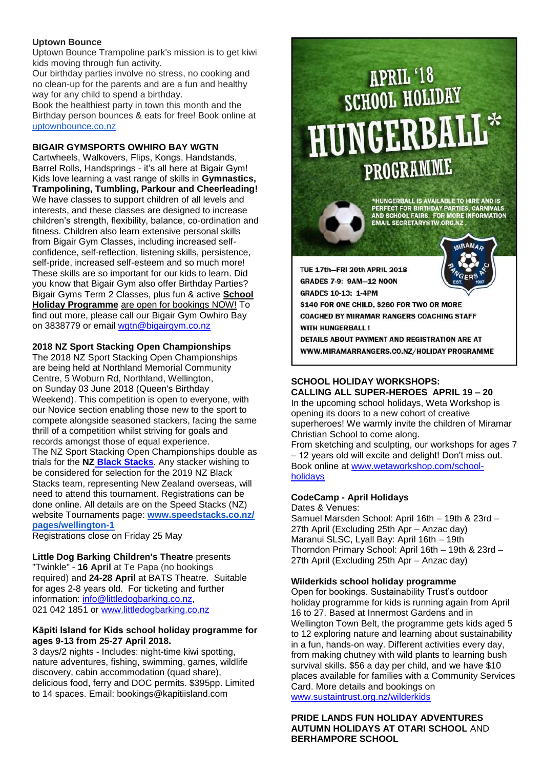**Uptown Bounce**

Uptown Bounce Trampoline park's mission is to get kiwi kids moving through fun activity.

Our birthday parties involve no stress, no cooking and no clean-up for the parents and are a fun and healthy way for any child to spend a birthday.

Book the healthiest party in town this month and the Birthday person bounces & eats for free! Book online at uptownbounce.co.nz

**BIGAIR GYMSPORTS OWHIRO BAY WGTN**

Cartwheels, Walkovers, Flips, Kongs, Handstands, Barrel Rolls, Handsprings - it's all here at Bigair Gym! Kids love learning a vast range of skills in **Gymnastics, Trampolining, Tumbling, Parkour and Cheerleading!** We have classes to support children of all levels and interests, and these classes are designed to increase children's strength, flexibility, balance, co-ordination and fitness. Children also learn extensive personal skills from Bigair Gym Classes, including increased self-confidence, self-reflection, listening skills, persistence, self-pride, increased self-esteem and so much more! These skills are so important for our kids to learn. Did you know that Bigair Gym also offer Birthday Parties? Bigair Gyms Term 2 Classes, plus fun & active **School Holiday Programme** are open for bookings NOW! To find out more, please call our Bigair Gym Owhiro Bay on 3838779 or email wgtn@bigairgym.co.nz

**2018 NZ Sport Stacking Open Championships**

The 2018 NZ Sport Stacking Open Championships are being held at Northland Memorial Community Centre, 5 Woburn Rd, Northland, Wellington, on Sunday 03 June 2018 (Queen's Birthday Weekend). This competition is open to everyone, with our Novice section enabling those new to the sport to compete alongside seasoned stackers, facing the same thrill of a competition whilst striving for goals and records amongst those of equal experience.

The NZ Sport Stacking Open Championships double as trials for the **NZ Black Stacks**. Any stacker wishing to be considered for selection for the 2019 NZ Black Stacks team, representing New Zealand overseas, will need to attend this tournament. Registrations can be done online. All details are on the Speed Stacks (NZ) website Tournaments page: **www.speedstacks.co.nz/pages/wellington-1**

Registrations close on Friday 25 May

**Little Dog Barking Children's Theatre** presents "Twinkle" - **16 April** at Te Papa (no bookings required) and **24-28 April** at BATS Theatre. Suitable for ages 2-8 years old. For ticketing and further information: info@littledogbarking.co.nz, 021 042 1851 or www.littledogbarking.co.nz

**Kāpiti Island for Kids school holiday programme for ages 9-13 from 25-27 April 2018.**

3 days/2 nights - Includes: night-time kiwi spotting, nature adventures, fishing, swimming, games, wildlife discovery, cabin accommodation (quad share), delicious food, ferry and DOC permits. $395pp. Limited to 14 spaces. Email: bookings@kapitiisland.com

**APRIL '18 SCHOOL HOLIDAY HUNGERBALL* PROGRAMME**

*HUNGERBALL IS AVAILABLE TO HIRE AND IS PERFECT FOR BIRTHDAY PARTIES, CARNIVALS AND SCHOOL FAIRS. FOR MORE INFORMATION EMAIL SECRETARY@TW.ORG.NZ .

MIRAMAR RANGERS AFC EST. 1907

TUE 17th–FRI 20th APRIL 2018
GRADES 7-9: 9AM–12 NOON
GRADES 10-13: 1-4PM
$140 FOR ONE CHILD, $260 FOR TWO OR MORE
COACHED BY MIRAMAR RANGERS COACHING STAFF WITH HUNGERBALL !
DETAILS ABOUT PAYMENT AND REGISTRATION ARE AT WWW.MIRAMARRANGERS.CO.NZ/HOLIDAY PROGRAMME

**SCHOOL HOLIDAY WORKSHOPS: CALLING ALL SUPER-HEROES APRIL 19 – 20**

In the upcoming school holidays, Weta Workshop is opening its doors to a new cohort of creative superheroes! We warmly invite the children of Miramar Christian School to come along.

From sketching and sculpting, our workshops for ages 7 – 12 years old will excite and delight! Don't miss out. Book online at www.wetaworkshop.com/school-holidays

**CodeCamp - April Holidays**

Dates & Venues:

Samuel Marsden School: April 16th – 19th & 23rd – 27th April (Excluding 25th Apr – Anzac day)
Maranui SLSC, Lyall Bay: April 16th – 19th
Thorndon Primary School: April 16th – 19th & 23rd – 27th April (Excluding 25th Apr – Anzac day)

**Wilderkids school holiday programme**

Open for bookings. Sustainability Trust's outdoor holiday programme for kids is running again from April 16 to 27. Based at Innermost Gardens and in Wellington Town Belt, the programme gets kids aged 5 to 12 exploring nature and learning about sustainability in a fun, hands-on way. Different activities every day, from making chutney with wild plants to learning bush survival skills. $56 a day per child, and we have $10 places available for families with a Community Services Card. More details and bookings on www.sustaintrust.org.nz/wilderkids

**PRIDE LANDS FUN HOLIDAY ADVENTURES AUTUMN HOLIDAYS AT OTARI SCHOOL** AND **BERHAMPORE SCHOOL**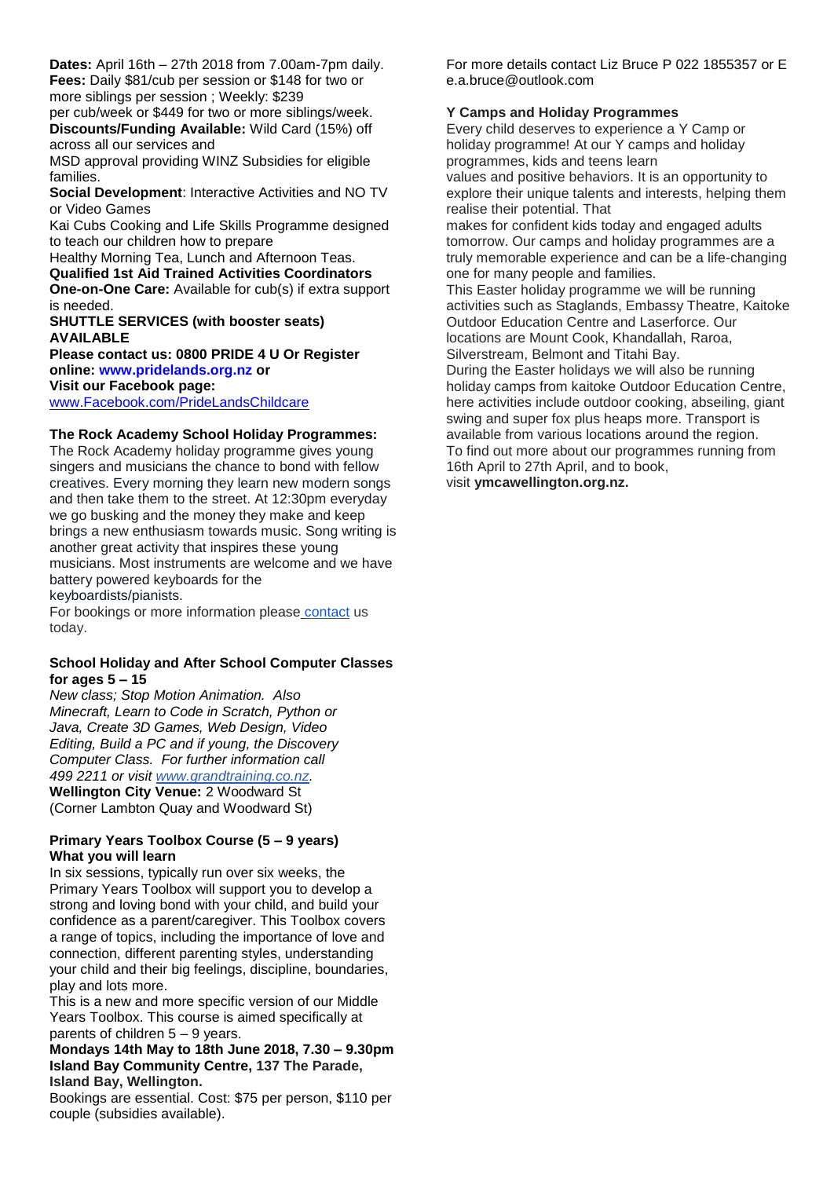**Dates:** April 16th – 27th 2018 from 7.00am-7pm daily.
**Fees:** Daily $81/cub per session or $148 for two or more siblings per session ; Weekly: $239 per cub/week or $449 for two or more siblings/week.
**Discounts/Funding Available:** Wild Card (15%) off across all our services and MSD approval providing WINZ Subsidies for eligible families.
**Social Development**: Interactive Activities and NO TV or Video Games
Kai Cubs Cooking and Life Skills Programme designed to teach our children how to prepare Healthy Morning Tea, Lunch and Afternoon Teas.
**Qualified 1st Aid Trained Activities Coordinators**
**One-on-One Care:** Available for cub(s) if extra support is needed.
**SHUTTLE SERVICES (with booster seats) AVAILABLE**
**Please contact us: 0800 PRIDE 4 U Or Register online: www.pridelands.org.nz or**
**Visit our Facebook page:**
www.Facebook.com/PrideLandsChildcare

**The Rock Academy School Holiday Programmes:**

The Rock Academy holiday programme gives young singers and musicians the chance to bond with fellow creatives. Every morning they learn new modern songs and then take them to the street. At 12:30pm everyday we go busking and the money they make and keep brings a new enthusiasm towards music. Song writing is another great activity that inspires these young musicians. Most instruments are welcome and we have battery powered keyboards for the keyboardists/pianists.
For bookings or more information please contact us today.

**School Holiday and After School Computer Classes for ages 5 – 15**

*New class; Stop Motion Animation. Also Minecraft, Learn to Code in Scratch, Python or Java, Create 3D Games, Web Design, Video Editing, Build a PC and if young, the Discovery Computer Class. For further information call 499 2211 or visit www.grandtraining.co.nz.*
**Wellington City Venue:** 2 Woodward St (Corner Lambton Quay and Woodward St)

**Primary Years Toolbox Course (5 – 9 years)**
**What you will learn**

In six sessions, typically run over six weeks, the Primary Years Toolbox will support you to develop a strong and loving bond with your child, and build your confidence as a parent/caregiver. This Toolbox covers a range of topics, including the importance of love and connection, different parenting styles, understanding your child and their big feelings, discipline, boundaries, play and lots more.
This is a new and more specific version of our Middle Years Toolbox. This course is aimed specifically at parents of children 5 – 9 years.
**Mondays 14th May to 18th June 2018, 7.30 – 9.30pm**
**Island Bay Community Centre, 137 The Parade, Island Bay, Wellington.**
Bookings are essential. Cost: $75 per person, $110 per couple (subsidies available).

For more details contact Liz Bruce P 022 1855357 or E e.a.bruce@outlook.com

**Y Camps and Holiday Programmes**

Every child deserves to experience a Y Camp or holiday programme! At our Y camps and holiday programmes, kids and teens learn values and positive behaviors. It is an opportunity to explore their unique talents and interests, helping them realise their potential. That makes for confident kids today and engaged adults tomorrow. Our camps and holiday programmes are a truly memorable experience and can be a life-changing one for many people and families.
This Easter holiday programme we will be running activities such as Staglands, Embassy Theatre, Kaitoke Outdoor Education Centre and Laserforce. Our locations are Mount Cook, Khandallah, Raroa, Silverstream, Belmont and Titahi Bay.
During the Easter holidays we will also be running holiday camps from kaitoke Outdoor Education Centre, here activities include outdoor cooking, abseiling, giant swing and super fox plus heaps more. Transport is available from various locations around the region.
To find out more about our programmes running from 16th April to 27th April, and to book, visit **ymcawellington.org.nz.**